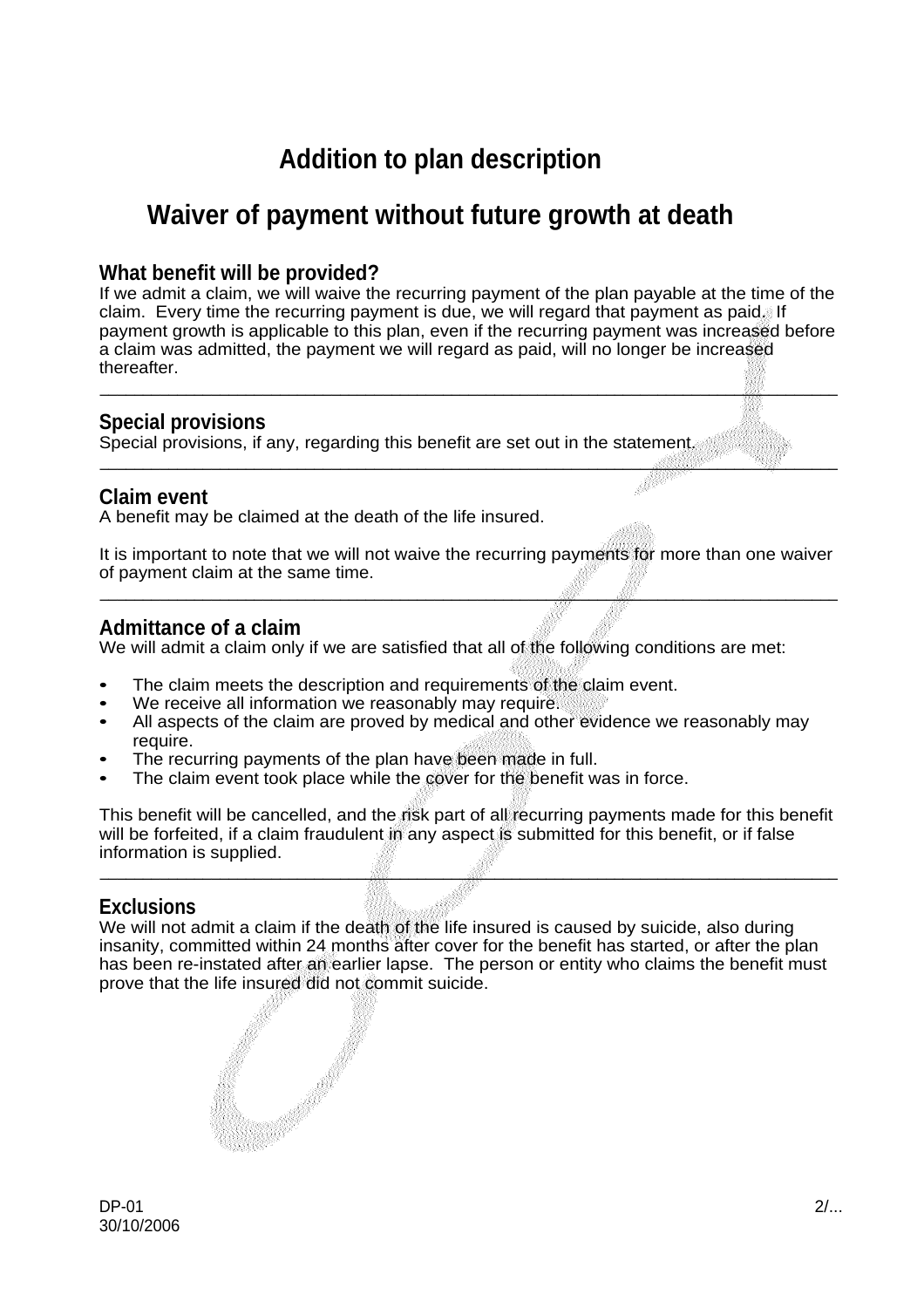# Addition to plan description

# Waiver of payment without future growth at death

## What benefit will be provided?

If we admit a claim, we will waive the recurring payment of the plan payable at the time of the claim. Every time the recurring payment is due, we will regard that payment as paid. If payment growth is applicable to this plan, even if the recurring payment was increased before a claim was admitted, the payment we will regard as paid, will no longer be increased thereafter.

---

## Special provisions

Special provisions, if any, regarding this benefit are set out in the statement.

---

## Claim event

A benefit may be claimed at the death of the life insured.

It is important to note that we will not waive the recurring payments for more than one waiver of payment claim at the same time.

---

## Admittance of a claim

We will admit a claim only if we are satisfied that all of the following conditions are met:

- The claim meets the description and requirements of the claim event.
- We receive all information we reasonably may require.
- All aspects of the claim are proved by medical and other evidence we reasonably may require.
- The recurring payments of the plan have been made in full.
- The claim event took place while the cover for the benefit was in force.

This benefit will be cancelled, and the risk part of all recurring payments made for this benefit will be forfeited, if a claim fraudulent in any aspect is submitted for this benefit, or if false information is supplied.

---

## Exclusions

We will not admit a claim if the death of the life insured is caused by suicide, also during insanity, committed within 24 months after cover for the benefit has started, or after the plan has been re-instated after an earlier lapse. The person or entity who claims the benefit must prove that the life insured did not commit suicide.

DP-01
30/10/2006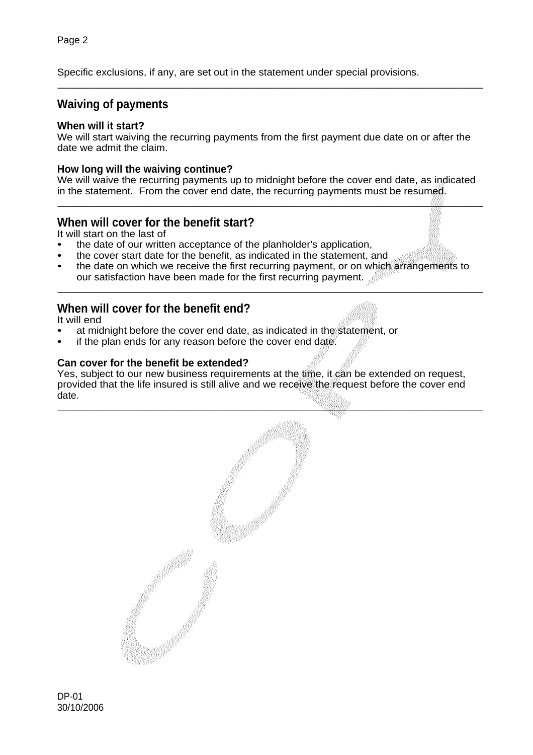Specific exclusions, if any, are set out in the statement under special provisions.

## Waiving of payments

**When will it start?**
We will start waiving the recurring payments from the first payment due date on or after the date we admit the claim.

**How long will the waiving continue?**
We will waive the recurring payments up to midnight before the cover end date, as indicated in the statement. From the cover end date, the recurring payments must be resumed.

## When will cover for the benefit start?

It will start on the last of

- the date of our written acceptance of the planholder's application,
- the cover start date for the benefit, as indicated in the statement, and
- the date on which we receive the first recurring payment, or on which arrangements to our satisfaction have been made for the first recurring payment.

## When will cover for the benefit end?

It will end

- at midnight before the cover end date, as indicated in the statement, or
- if the plan ends for any reason before the cover end date.

**Can cover for the benefit be extended?**
Yes, subject to our new business requirements at the time, it can be extended on request, provided that the life insured is still alive and we receive the request before the cover end date.

DP-01
30/10/2006